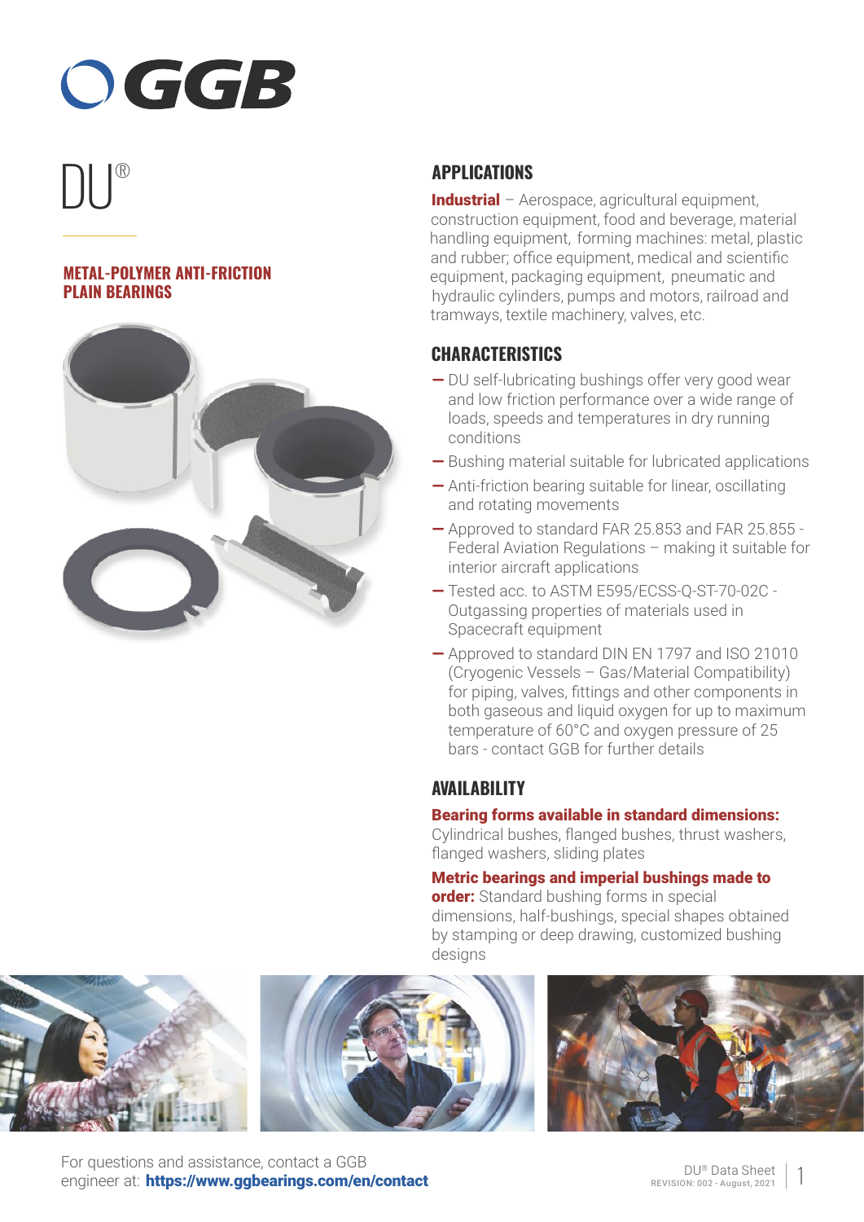# GGB

# DU®

## METAL-POLYMER ANTI-FRICTION PLAIN BEARINGS

## APPLICATIONS

**Industrial** – Aerospace, agricultural equipment, construction equipment, food and beverage, material handling equipment, forming machines: metal, plastic and rubber; office equipment, medical and scientific equipment, packaging equipment, pneumatic and hydraulic cylinders, pumps and motors, railroad and tramways, textile machinery, valves, etc.

## CHARACTERISTICS

- DU self-lubricating bushings offer very good wear and low friction performance over a wide range of loads, speeds and temperatures in dry running conditions
- Bushing material suitable for lubricated applications
- Anti-friction bearing suitable for linear, oscillating and rotating movements
- Approved to standard FAR 25.853 and FAR 25.855 - Federal Aviation Regulations – making it suitable for interior aircraft applications
- Tested acc. to ASTM E595/ECSS-Q-ST-70-02C - Outgassing properties of materials used in Spacecraft equipment
- Approved to standard DIN EN 1797 and ISO 21010 (Cryogenic Vessels – Gas/Material Compatibility) for piping, valves, fittings and other components in both gaseous and liquid oxygen for up to maximum temperature of 60°C and oxygen pressure of 25 bars - contact GGB for further details

## AVAILABILITY

**Bearing forms available in standard dimensions:** Cylindrical bushes, flanged bushes, thrust washers, flanged washers, sliding plates

**Metric bearings and imperial bushings made to order:** Standard bushing forms in special dimensions, half-bushings, special shapes obtained by stamping or deep drawing, customized bushing designs

For questions and assistance, contact a GGB engineer at: **https://www.ggbearings.com/en/contact**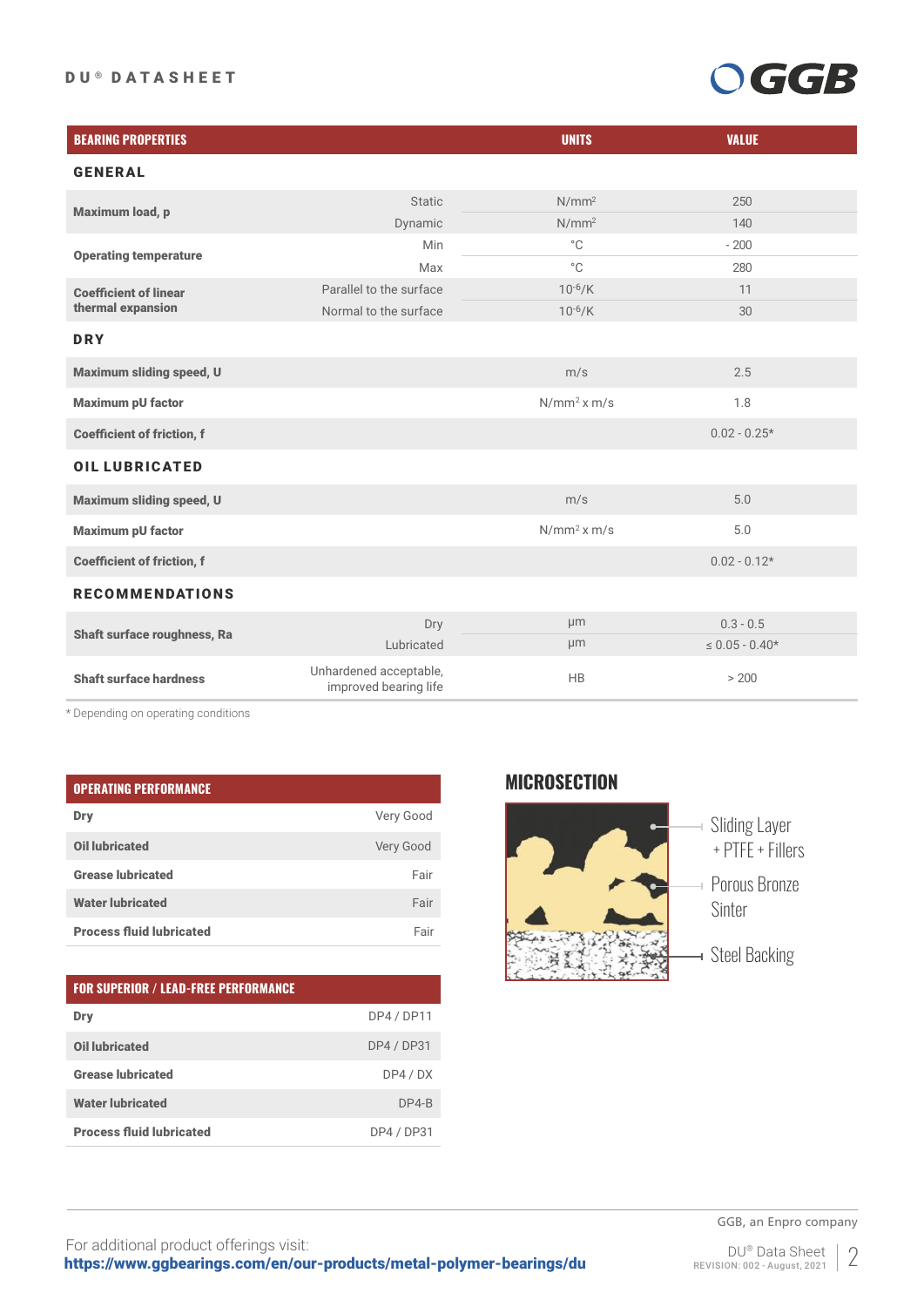# DU® DATASHEET

| BEARING PROPERTIES | | UNITS | VALUE |
|---|---|---|---|
| **GENERAL** | | | |
| **Maximum load, p** | Static | N/mm² | 250 |
| | Dynamic | N/mm² | 140 |
| **Operating temperature** | Min | °C | - 200 |
| | Max | °C | 280 |
| **Coefficient of linear thermal expansion** | Parallel to the surface | $10^{-6}$/K | 11 |
| | Normal to the surface | $10^{-6}$/K | 30 |
| **DRY** | | | |
| **Maximum sliding speed, U** | | m/s | 2.5 |
| **Maximum pU factor** | | N/mm² x m/s | 1.8 |
| **Coefficient of friction, f** | | | 0.02 - 0.25* |
| **OIL LUBRICATED** | | | |
| **Maximum sliding speed, U** | | m/s | 5.0 |
| **Maximum pU factor** | | N/mm² x m/s | 5.0 |
| **Coefficient of friction, f** | | | 0.02 - 0.12* |
| **RECOMMENDATIONS** | | | |
| **Shaft surface roughness, Ra** | Dry | µm | 0.3 - 0.5 |
| | Lubricated | µm | ≤ 0.05 - 0.40* |
| **Shaft surface hardness** | Unhardened acceptable, improved bearing life | HB | > 200 |

\* Depending on operating conditions

| OPERATING PERFORMANCE | |
|---|---|
| **Dry** | Very Good |
| **Oil lubricated** | Very Good |
| **Grease lubricated** | Fair |
| **Water lubricated** | Fair |
| **Process fluid lubricated** | Fair |

| FOR SUPERIOR / LEAD-FREE PERFORMANCE | |
|---|---|
| **Dry** | DP4 / DP11 |
| **Oil lubricated** | DP4 / DP31 |
| **Grease lubricated** | DP4 / DX |
| **Water lubricated** | DP4-B |
| **Process fluid lubricated** | DP4 / DP31 |

## MICROSECTION

Sliding Layer
+ PTFE + Fillers

Porous Bronze
Sinter

Steel Backing

GGB, an Enpro company

For additional product offerings visit:
**https://www.ggbearings.com/en/our-products/metal-polymer-bearings/du**

DU® Data Sheet
REVISION: 002 - August, 2021